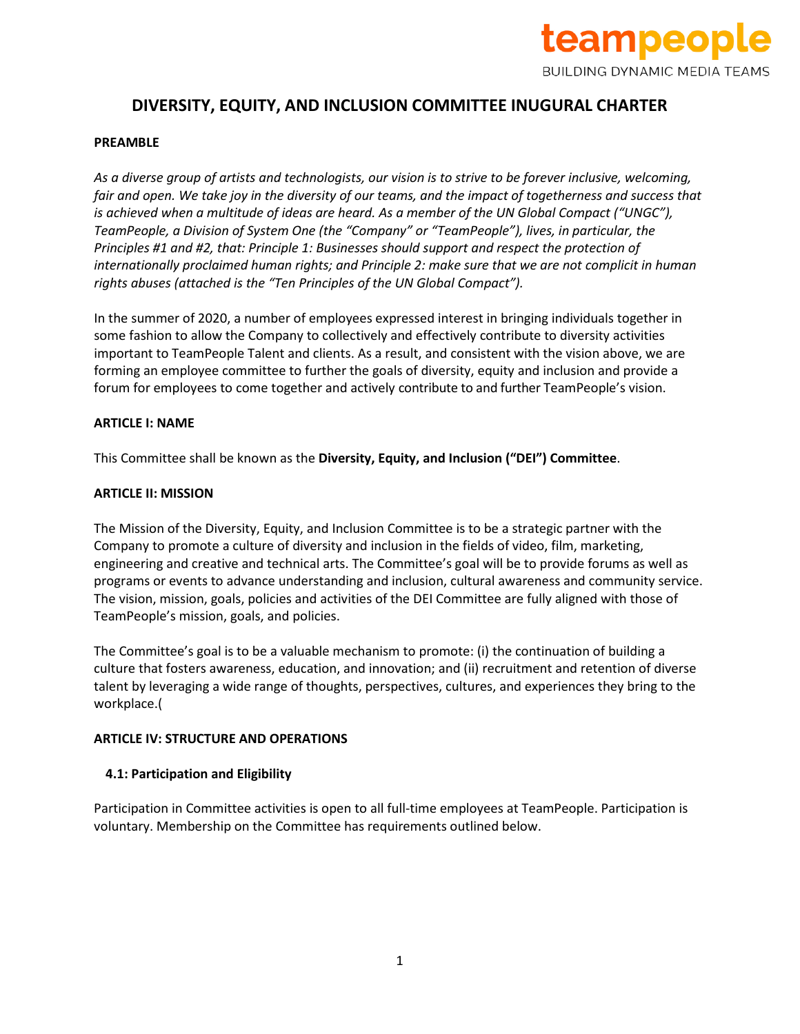teampeople
BUILDING DYNAMIC MEDIA TEAMS

# DIVERSITY, EQUITY, AND INCLUSION COMMITTEE INUGURAL CHARTER

**PREAMBLE**

*As a diverse group of artists and technologists, our vision is to strive to be forever inclusive, welcoming, fair and open. We take joy in the diversity of our teams, and the impact of togetherness and success that is achieved when a multitude of ideas are heard. As a member of the UN Global Compact ("UNGC"), TeamPeople, a Division of System One (the "Company" or "TeamPeople"), lives, in particular, the Principles #1 and #2, that: Principle 1: Businesses should support and respect the protection of internationally proclaimed human rights; and Principle 2: make sure that we are not complicit in human rights abuses (attached is the "Ten Principles of the UN Global Compact").*

In the summer of 2020, a number of employees expressed interest in bringing individuals together in some fashion to allow the Company to collectively and effectively contribute to diversity activities important to TeamPeople Talent and clients. As a result, and consistent with the vision above, we are forming an employee committee to further the goals of diversity, equity and inclusion and provide a forum for employees to come together and actively contribute to and further TeamPeople's vision.

**ARTICLE I: NAME**

This Committee shall be known as the **Diversity, Equity, and Inclusion ("DEI") Committee**.

**ARTICLE II: MISSION**

The Mission of the Diversity, Equity, and Inclusion Committee is to be a strategic partner with the Company to promote a culture of diversity and inclusion in the fields of video, film, marketing, engineering and creative and technical arts. The Committee's goal will be to provide forums as well as programs or events to advance understanding and inclusion, cultural awareness and community service. The vision, mission, goals, policies and activities of the DEI Committee are fully aligned with those of TeamPeople's mission, goals, and policies.

The Committee's goal is to be a valuable mechanism to promote: (i) the continuation of building a culture that fosters awareness, education, and innovation; and (ii) recruitment and retention of diverse talent by leveraging a wide range of thoughts, perspectives, cultures, and experiences they bring to the workplace.(

**ARTICLE IV: STRUCTURE AND OPERATIONS**

**4.1: Participation and Eligibility**

Participation in Committee activities is open to all full-time employees at TeamPeople. Participation is voluntary. Membership on the Committee has requirements outlined below.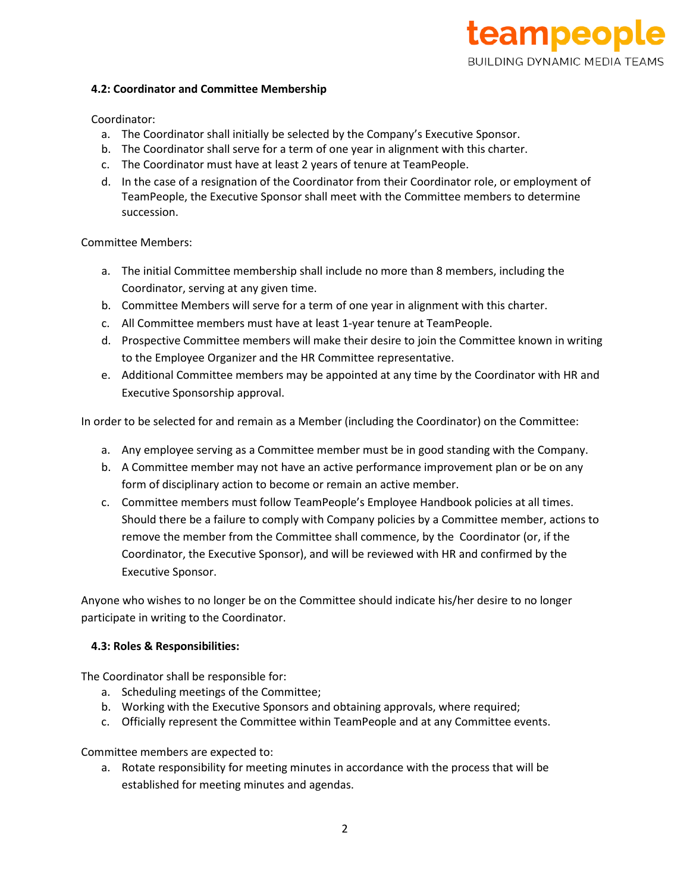**4.2: Coordinator and Committee Membership**

Coordinator:

a. The Coordinator shall initially be selected by the Company's Executive Sponsor.
b. The Coordinator shall serve for a term of one year in alignment with this charter.
c. The Coordinator must have at least 2 years of tenure at TeamPeople.
d. In the case of a resignation of the Coordinator from their Coordinator role, or employment of TeamPeople, the Executive Sponsor shall meet with the Committee members to determine succession.

Committee Members:

a. The initial Committee membership shall include no more than 8 members, including the Coordinator, serving at any given time.
b. Committee Members will serve for a term of one year in alignment with this charter.
c. All Committee members must have at least 1-year tenure at TeamPeople.
d. Prospective Committee members will make their desire to join the Committee known in writing to the Employee Organizer and the HR Committee representative.
e. Additional Committee members may be appointed at any time by the Coordinator with HR and Executive Sponsorship approval.

In order to be selected for and remain as a Member (including the Coordinator) on the Committee:

a. Any employee serving as a Committee member must be in good standing with the Company.
b. A Committee member may not have an active performance improvement plan or be on any form of disciplinary action to become or remain an active member.
c. Committee members must follow TeamPeople's Employee Handbook policies at all times. Should there be a failure to comply with Company policies by a Committee member, actions to remove the member from the Committee shall commence, by the Coordinator (or, if the Coordinator, the Executive Sponsor), and will be reviewed with HR and confirmed by the Executive Sponsor.

Anyone who wishes to no longer be on the Committee should indicate his/her desire to no longer participate in writing to the Coordinator.

**4.3: Roles & Responsibilities:**

The Coordinator shall be responsible for:

a. Scheduling meetings of the Committee;
b. Working with the Executive Sponsors and obtaining approvals, where required;
c. Officially represent the Committee within TeamPeople and at any Committee events.

Committee members are expected to:

a. Rotate responsibility for meeting minutes in accordance with the process that will be established for meeting minutes and agendas.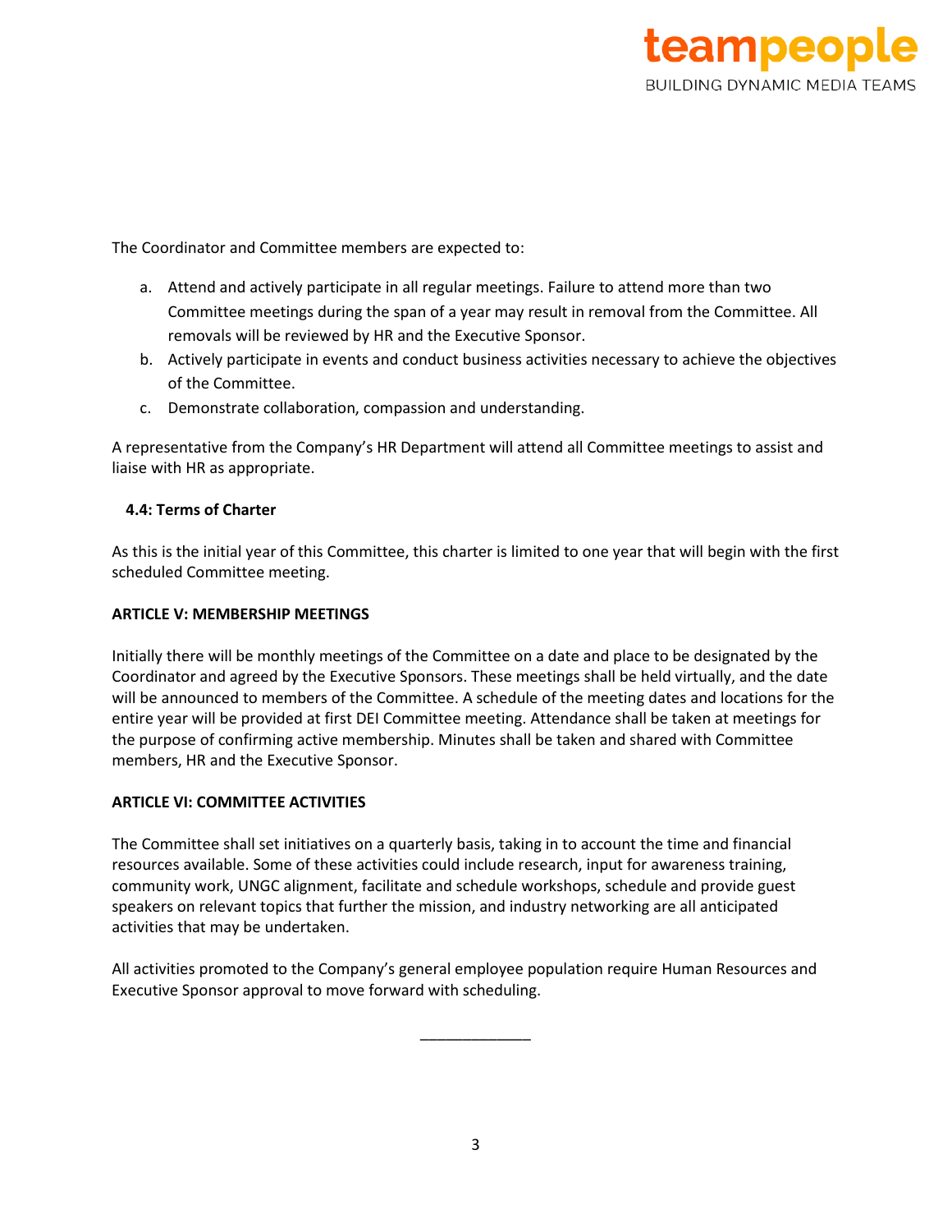The Coordinator and Committee members are expected to:

a. Attend and actively participate in all regular meetings. Failure to attend more than two Committee meetings during the span of a year may result in removal from the Committee. All removals will be reviewed by HR and the Executive Sponsor.
b. Actively participate in events and conduct business activities necessary to achieve the objectives of the Committee.
c. Demonstrate collaboration, compassion and understanding.

A representative from the Company's HR Department will attend all Committee meetings to assist and liaise with HR as appropriate.

### 4.4: Terms of Charter

As this is the initial year of this Committee, this charter is limited to one year that will begin with the first scheduled Committee meeting.

## ARTICLE V: MEMBERSHIP MEETINGS

Initially there will be monthly meetings of the Committee on a date and place to be designated by the Coordinator and agreed by the Executive Sponsors. These meetings shall be held virtually, and the date will be announced to members of the Committee. A schedule of the meeting dates and locations for the entire year will be provided at first DEI Committee meeting. Attendance shall be taken at meetings for the purpose of confirming active membership. Minutes shall be taken and shared with Committee members, HR and the Executive Sponsor.

## ARTICLE VI: COMMITTEE ACTIVITIES

The Committee shall set initiatives on a quarterly basis, taking in to account the time and financial resources available. Some of these activities could include research, input for awareness training, community work, UNGC alignment, facilitate and schedule workshops, schedule and provide guest speakers on relevant topics that further the mission, and industry networking are all anticipated activities that may be undertaken.

All activities promoted to the Company's general employee population require Human Resources and Executive Sponsor approval to move forward with scheduling.

_____________